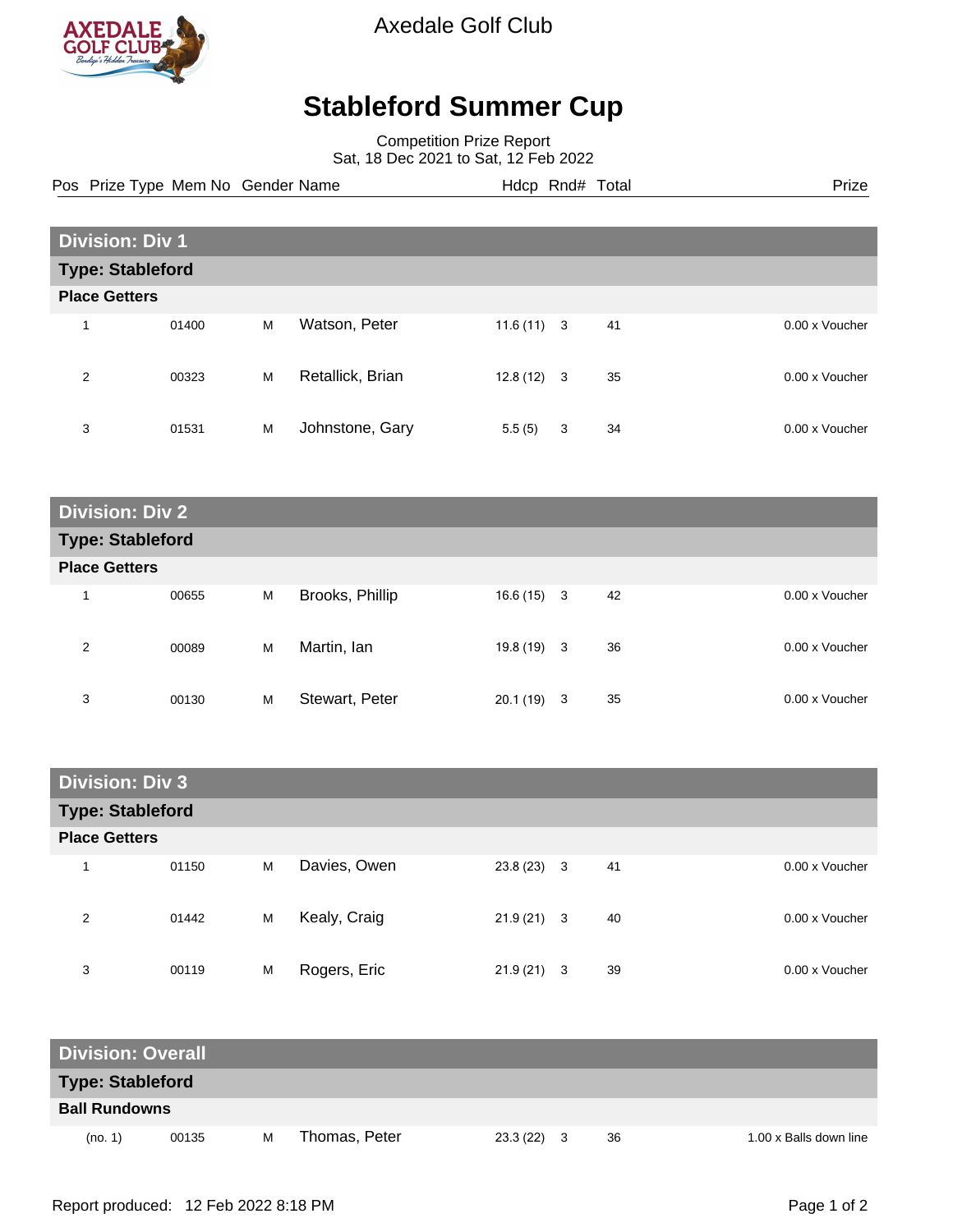Axedale Golf Club

# Stableford Summer Cup

Competition Prize Report
Sat, 18 Dec 2021 to Sat, 12 Feb 2022

| Pos | Prize Type | Mem No | Gender | Name | Hdcp | Rnd# | Total | Prize |
|---|---|---|---|---|---|---|---|---|
| **Division: Div 1** | | | | | | | | |
| **Type: Stableford** | | | | | | | | |
| **Place Getters** | | | | | | | | |
| 1 | | 01400 | M | Watson, Peter | 11.6 (11) | 3 | 41 | 0.00 x Voucher |
| 2 | | 00323 | M | Retallick, Brian | 12.8 (12) | 3 | 35 | 0.00 x Voucher |
| 3 | | 01531 | M | Johnstone, Gary | 5.5 (5) | 3 | 34 | 0.00 x Voucher |
| **Division: Div 2** | | | | | | | | |
| **Type: Stableford** | | | | | | | | |
| **Place Getters** | | | | | | | | |
| 1 | | 00655 | M | Brooks, Phillip | 16.6 (15) | 3 | 42 | 0.00 x Voucher |
| 2 | | 00089 | M | Martin, Ian | 19.8 (19) | 3 | 36 | 0.00 x Voucher |
| 3 | | 00130 | M | Stewart, Peter | 20.1 (19) | 3 | 35 | 0.00 x Voucher |
| **Division: Div 3** | | | | | | | | |
| **Type: Stableford** | | | | | | | | |
| **Place Getters** | | | | | | | | |
| 1 | | 01150 | M | Davies, Owen | 23.8 (23) | 3 | 41 | 0.00 x Voucher |
| 2 | | 01442 | M | Kealy, Craig | 21.9 (21) | 3 | 40 | 0.00 x Voucher |
| 3 | | 00119 | M | Rogers, Eric | 21.9 (21) | 3 | 39 | 0.00 x Voucher |
| **Division: Overall** | | | | | | | | |
| **Type: Stableford** | | | | | | | | |
| **Ball Rundowns** | | | | | | | | |
| (no. 1) | | 00135 | M | Thomas, Peter | 23.3 (22) | 3 | 36 | 1.00 x Balls down line |

Report produced: 12 Feb 2022 8:18 PM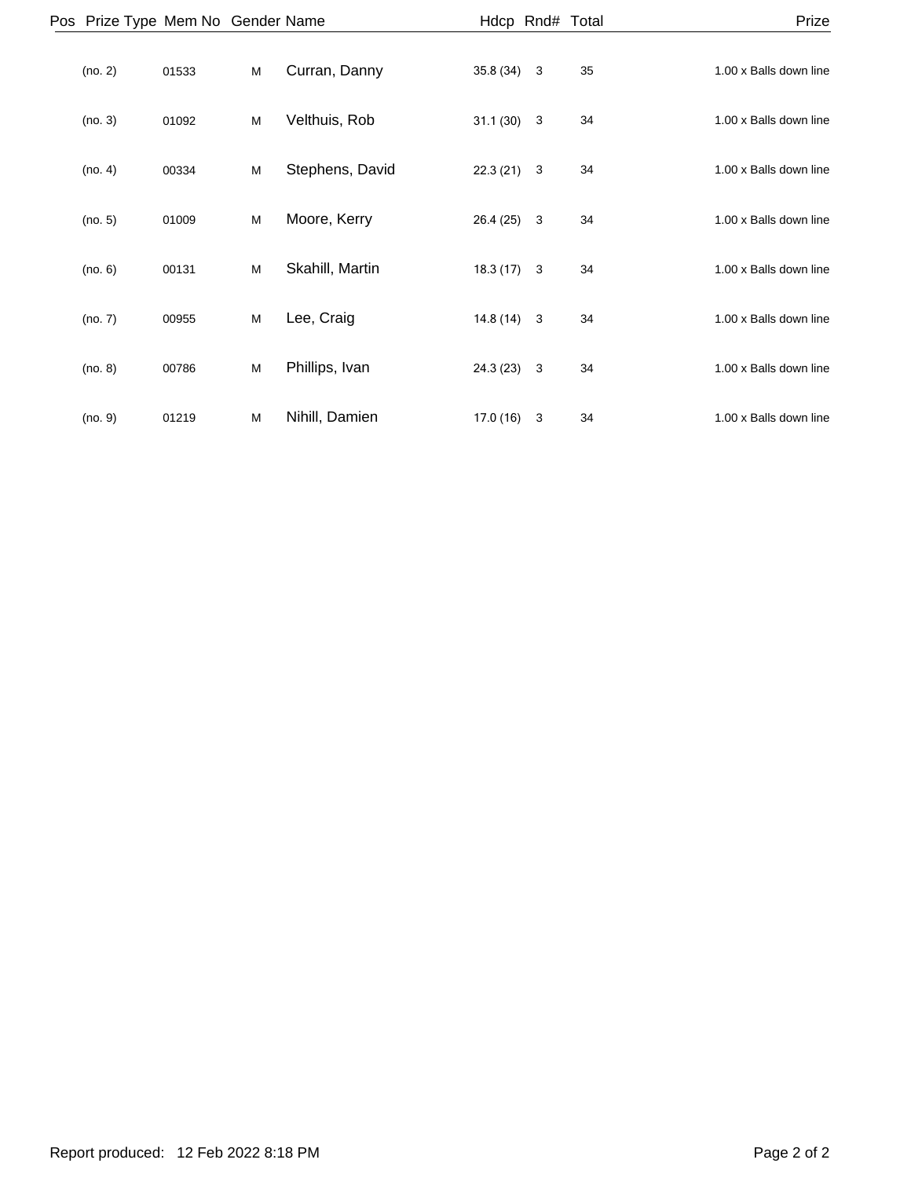| Pos | Prize Type | Mem No | Gender | Name | Hdcp | Rnd# | Total | Prize |
|---|---|---|---|---|---|---|---|---|
| | (no. 2) | 01533 | M | Curran, Danny | 35.8 (34) | 3 | 35 | 1.00 x Balls down line |
| | (no. 3) | 01092 | M | Velthuis, Rob | 31.1 (30) | 3 | 34 | 1.00 x Balls down line |
| | (no. 4) | 00334 | M | Stephens, David | 22.3 (21) | 3 | 34 | 1.00 x Balls down line |
| | (no. 5) | 01009 | M | Moore, Kerry | 26.4 (25) | 3 | 34 | 1.00 x Balls down line |
| | (no. 6) | 00131 | M | Skahill, Martin | 18.3 (17) | 3 | 34 | 1.00 x Balls down line |
| | (no. 7) | 00955 | M | Lee, Craig | 14.8 (14) | 3 | 34 | 1.00 x Balls down line |
| | (no. 8) | 00786 | M | Phillips, Ivan | 24.3 (23) | 3 | 34 | 1.00 x Balls down line |
| | (no. 9) | 01219 | M | Nihill, Damien | 17.0 (16) | 3 | 34 | 1.00 x Balls down line |

Report produced: 12 Feb 2022 8:18 PM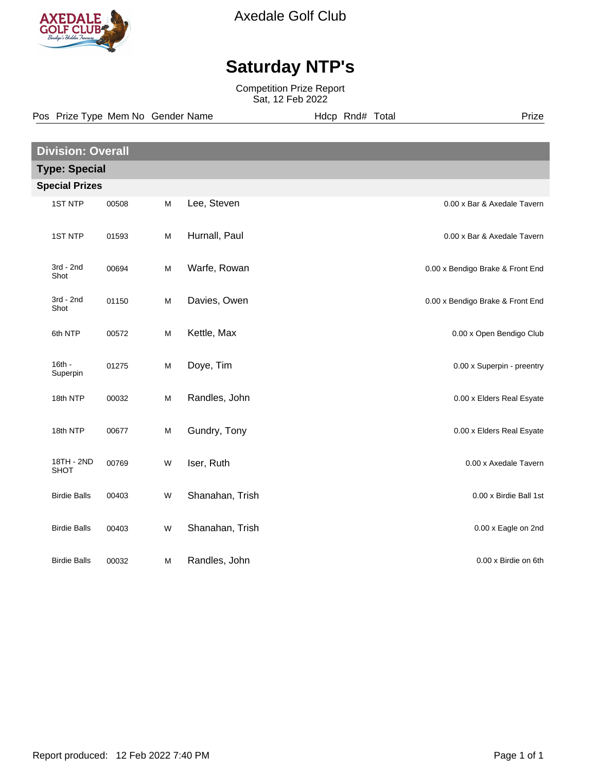Axedale Golf Club

# Saturday NTP's

Competition Prize Report
Sat, 12 Feb 2022

## Division: Overall

### Type: Special

#### Special Prizes

| Pos | Prize Type | Mem No | Gender | Name | Hdcp | Rnd# | Total | Prize |
|---|---|---|---|---|---|---|---|---|
| | 1ST NTP | 00508 | M | Lee, Steven | | | | 0.00 x Bar & Axedale Tavern |
| | 1ST NTP | 01593 | M | Hurnall, Paul | | | | 0.00 x Bar & Axedale Tavern |
| | 3rd - 2nd Shot | 00694 | M | Warfe, Rowan | | | | 0.00 x Bendigo Brake & Front End |
| | 3rd - 2nd Shot | 01150 | M | Davies, Owen | | | | 0.00 x Bendigo Brake & Front End |
| | 6th NTP | 00572 | M | Kettle, Max | | | | 0.00 x Open Bendigo Club |
| | 16th - Superpin | 01275 | M | Doye, Tim | | | | 0.00 x Superpin - preentry |
| | 18th NTP | 00032 | M | Randles, John | | | | 0.00 x Elders Real Esyate |
| | 18th NTP | 00677 | M | Gundry, Tony | | | | 0.00 x Elders Real Esyate |
| | 18TH - 2ND SHOT | 00769 | W | Iser, Ruth | | | | 0.00 x Axedale Tavern |
| | Birdie Balls | 00403 | W | Shanahan, Trish | | | | 0.00 x Birdie Ball 1st |
| | Birdie Balls | 00403 | W | Shanahan, Trish | | | | 0.00 x Eagle on 2nd |
| | Birdie Balls | 00032 | M | Randles, John | | | | 0.00 x Birdie on 6th |

Report produced: 12 Feb 2022 7:40 PM